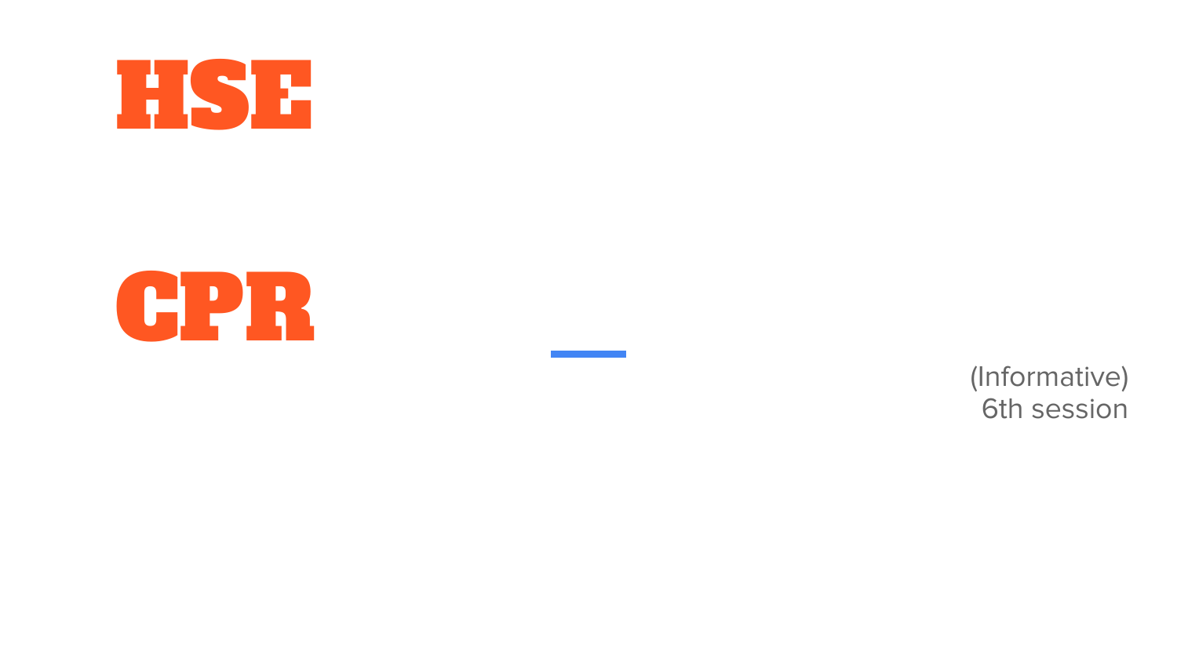# HSE

# CPR

(Informative)
6th session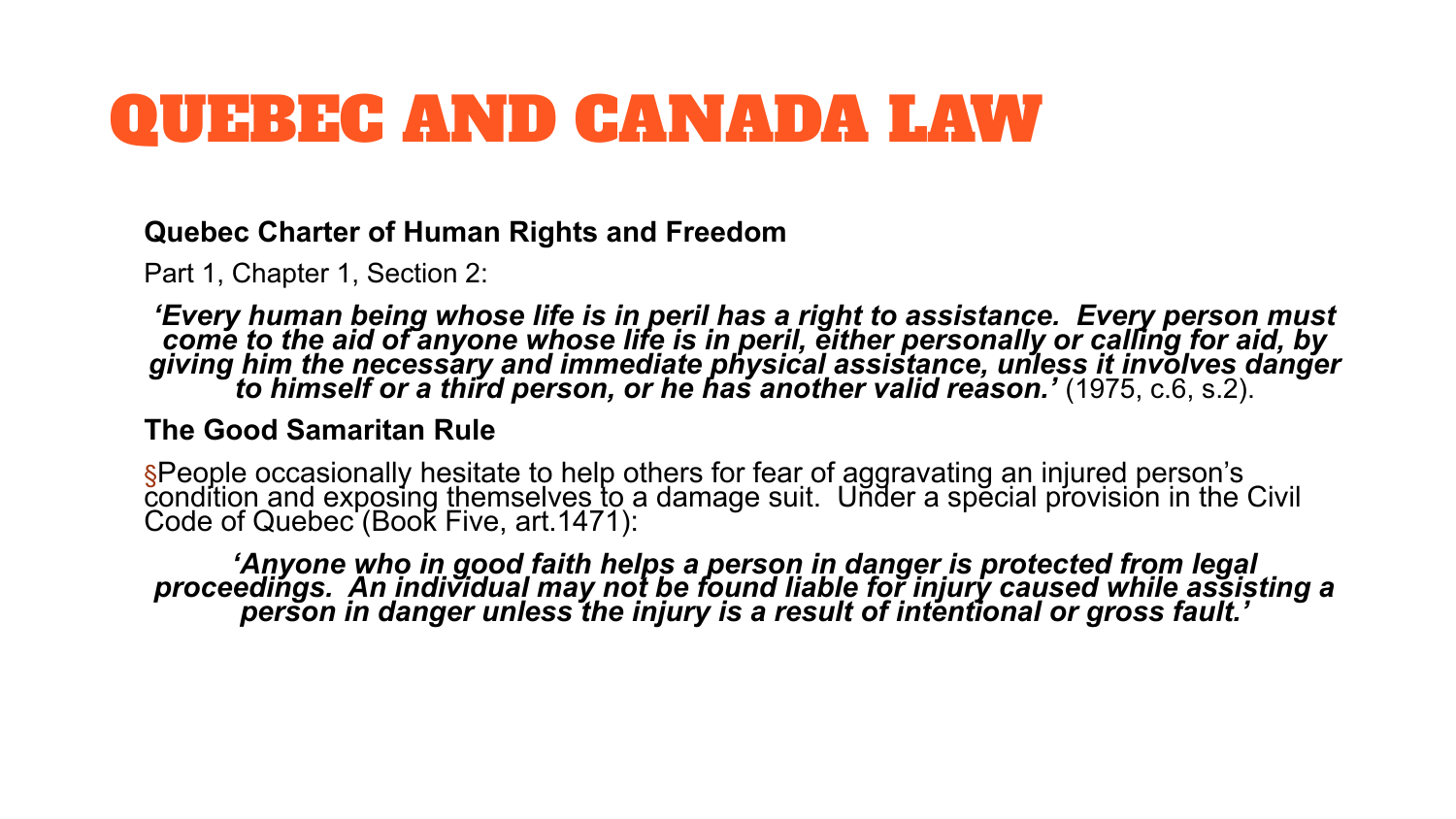# QUEBEC AND CANADA LAW

**Quebec Charter of Human Rights and Freedom**

Part 1, Chapter 1, Section 2:

> ***'Every human being whose life is in peril has a right to assistance. Every person must come to the aid of anyone whose life is in peril, either personally or calling for aid, by giving him the necessary and immediate physical assistance, unless it involves danger to himself or a third person, or he has another valid reason.'*** (1975, c.6, s.2).

**The Good Samaritan Rule**

§People occasionally hesitate to help others for fear of aggravating an injured person's condition and exposing themselves to a damage suit. Under a special provision in the Civil Code of Quebec (Book Five, art.1471):

> ***'Anyone who in good faith helps a person in danger is protected from legal proceedings. An individual may not be found liable for injury caused while assisting a person in danger unless the injury is a result of intentional or gross fault.'***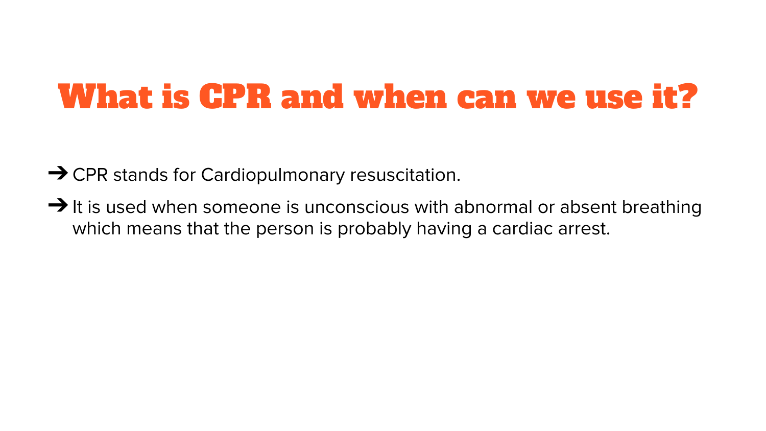# What is CPR and when can we use it?

- CPR stands for Cardiopulmonary resuscitation.
- It is used when someone is unconscious with abnormal or absent breathing which means that the person is probably having a cardiac arrest.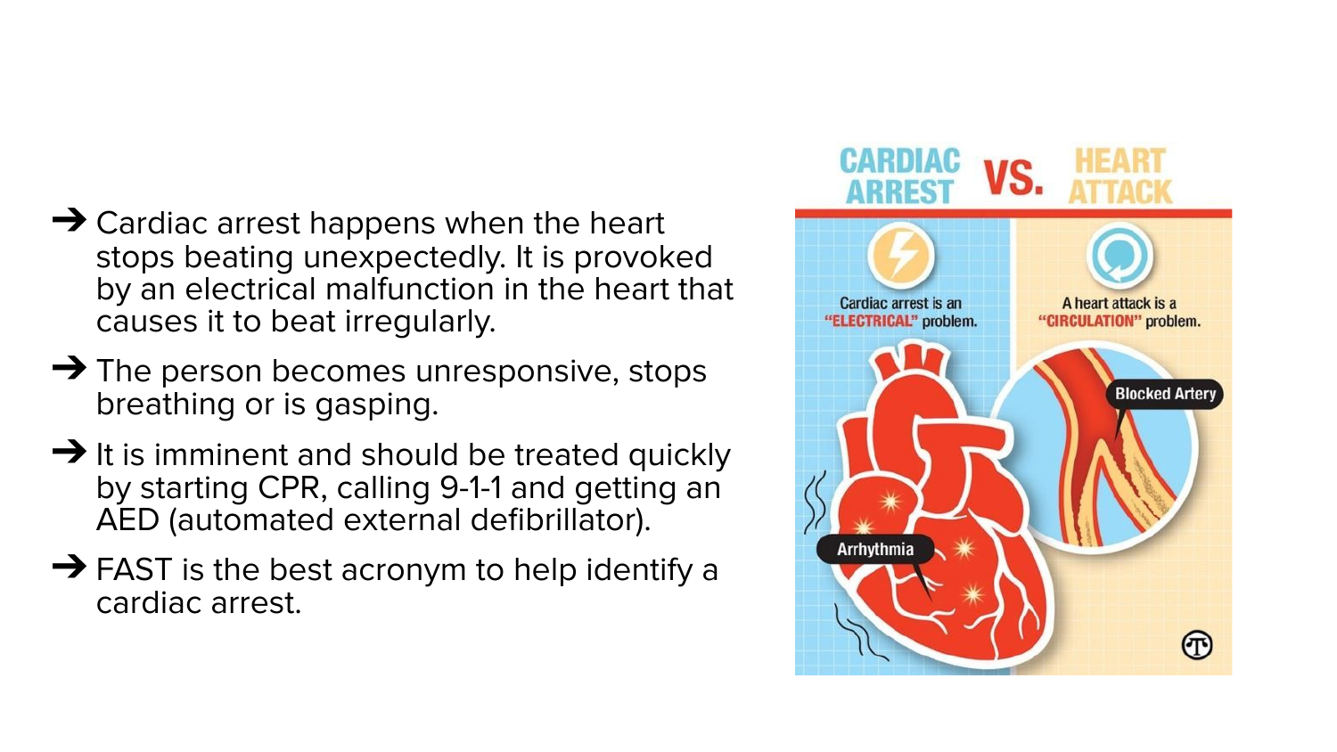- Cardiac arrest happens when the heart stops beating unexpectedly. It is provoked by an electrical malfunction in the heart that causes it to beat irregularly.
- The person becomes unresponsive, stops breathing or is gasping.
- It is imminent and should be treated quickly by starting CPR, calling 9-1-1 and getting an AED (automated external defibrillator).
- FAST is the best acronym to help identify a cardiac arrest.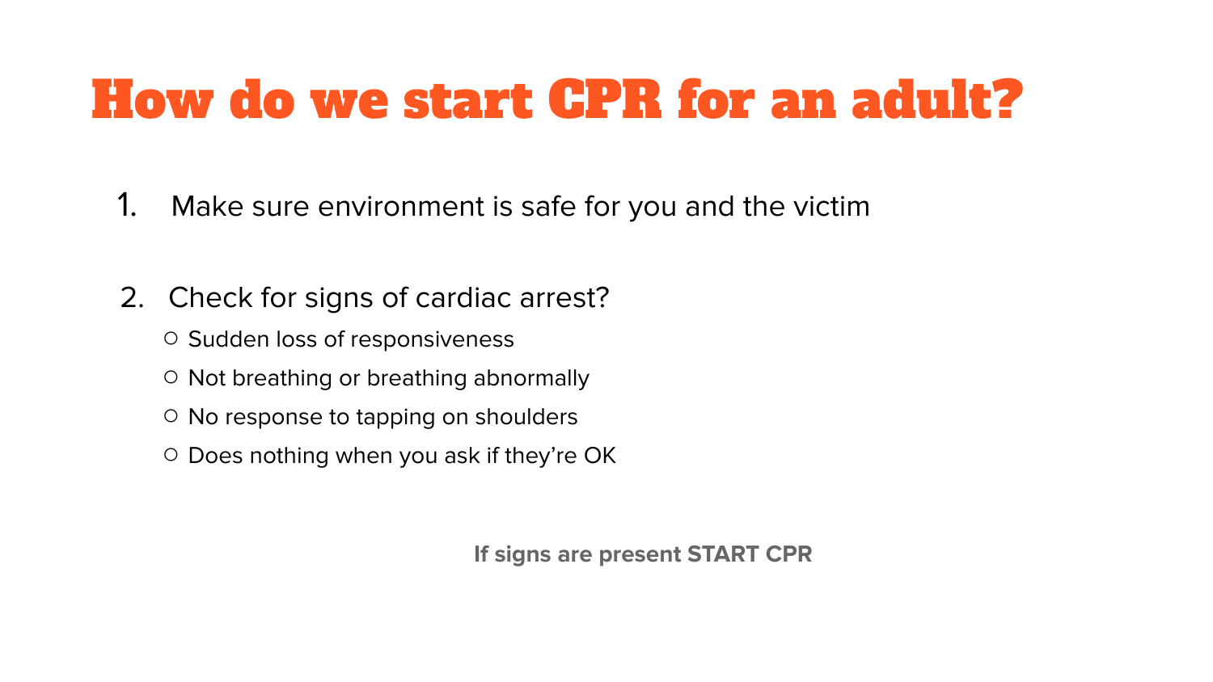# How do we start CPR for an adult?

1. Make sure environment is safe for you and the victim

2. Check for signs of cardiac arrest?
   - Sudden loss of responsiveness
   - Not breathing or breathing abnormally
   - No response to tapping on shoulders
   - Does nothing when you ask if they're OK

**If signs are present START CPR**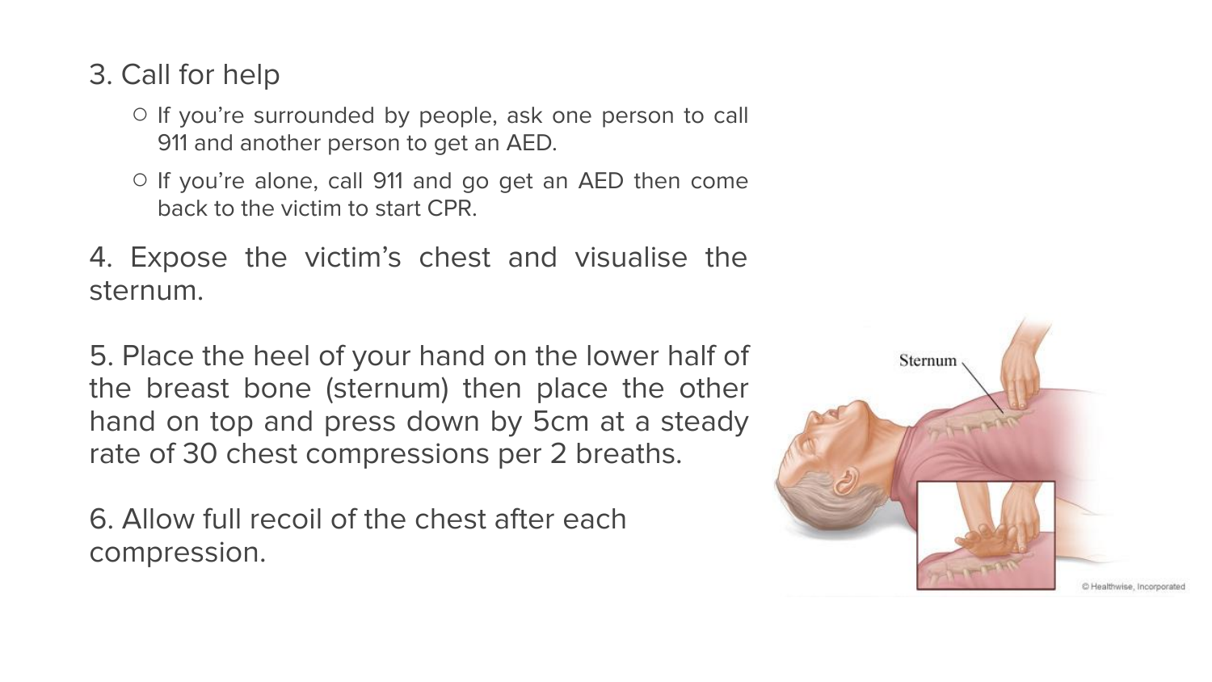3. Call for help

- If you're surrounded by people, ask one person to call 911 and another person to get an AED.
- If you're alone, call 911 and go get an AED then come back to the victim to start CPR.

4. Expose the victim's chest and visualise the sternum.

5. Place the heel of your hand on the lower half of the breast bone (sternum) then place the other hand on top and press down by 5cm at a steady rate of 30 chest compressions per 2 breaths.

6. Allow full recoil of the chest after each compression.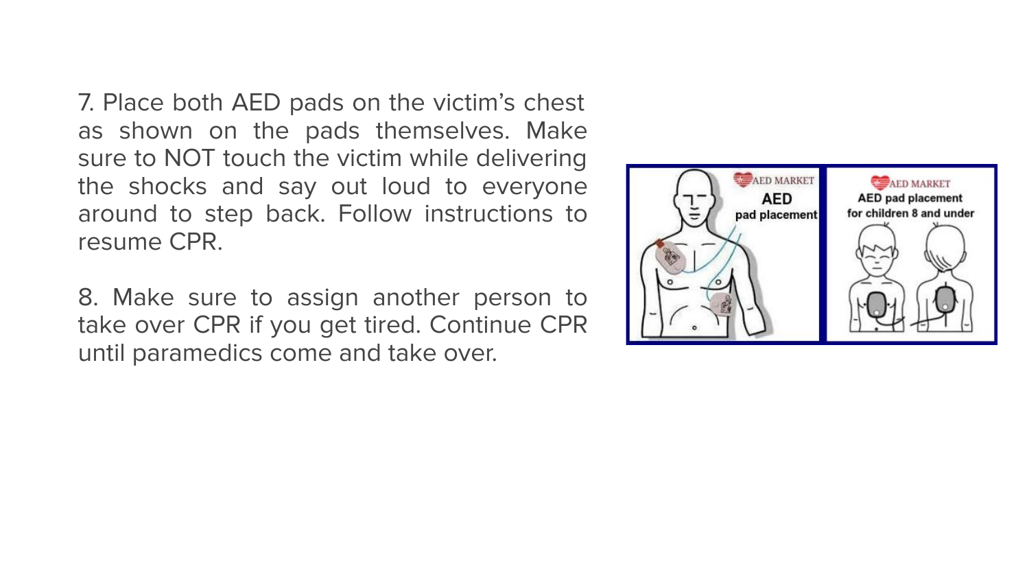7. Place both AED pads on the victim's chest as shown on the pads themselves. Make sure to NOT touch the victim while delivering the shocks and say out loud to everyone around to step back. Follow instructions to resume CPR.

8. Make sure to assign another person to take over CPR if you get tired. Continue CPR until paramedics come and take over.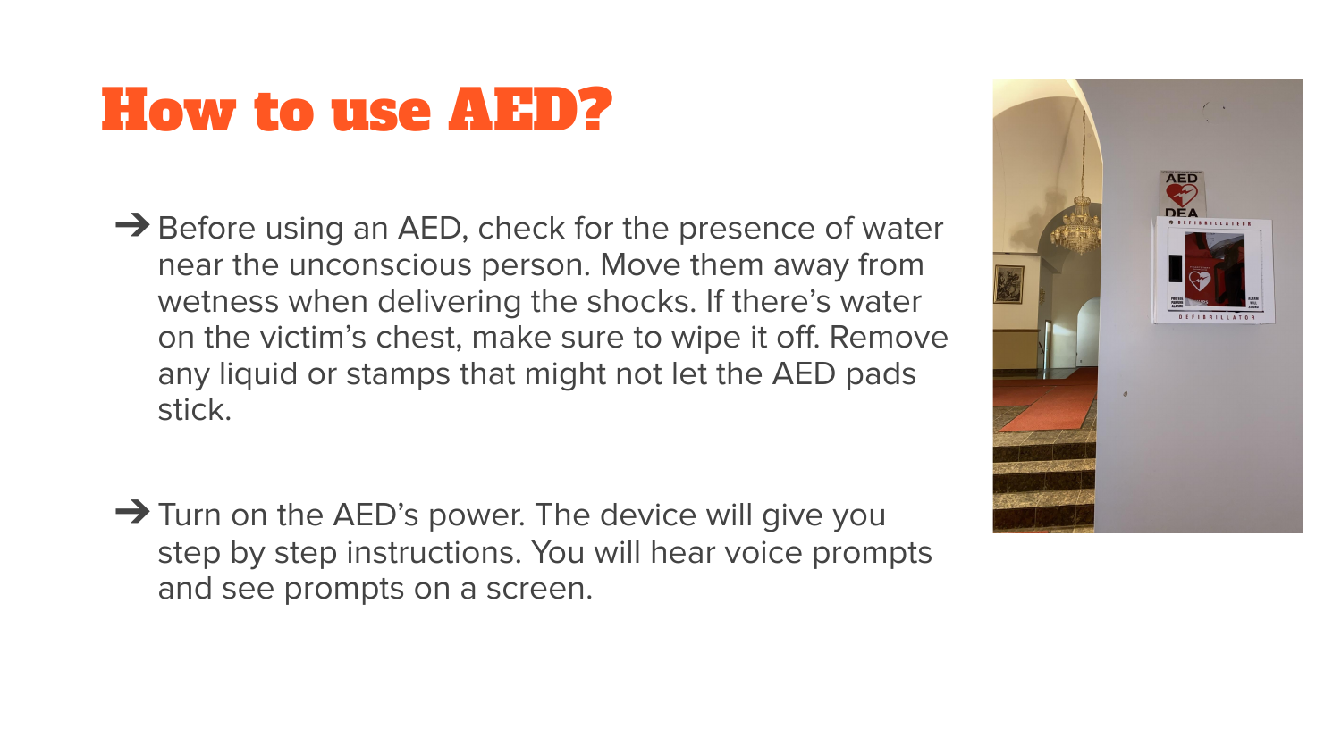# How to use AED?

- Before using an AED, check for the presence of water near the unconscious person. Move them away from wetness when delivering the shocks. If there's water on the victim's chest, make sure to wipe it off. Remove any liquid or stamps that might not let the AED pads stick.

- Turn on the AED's power. The device will give you step by step instructions. You will hear voice prompts and see prompts on a screen.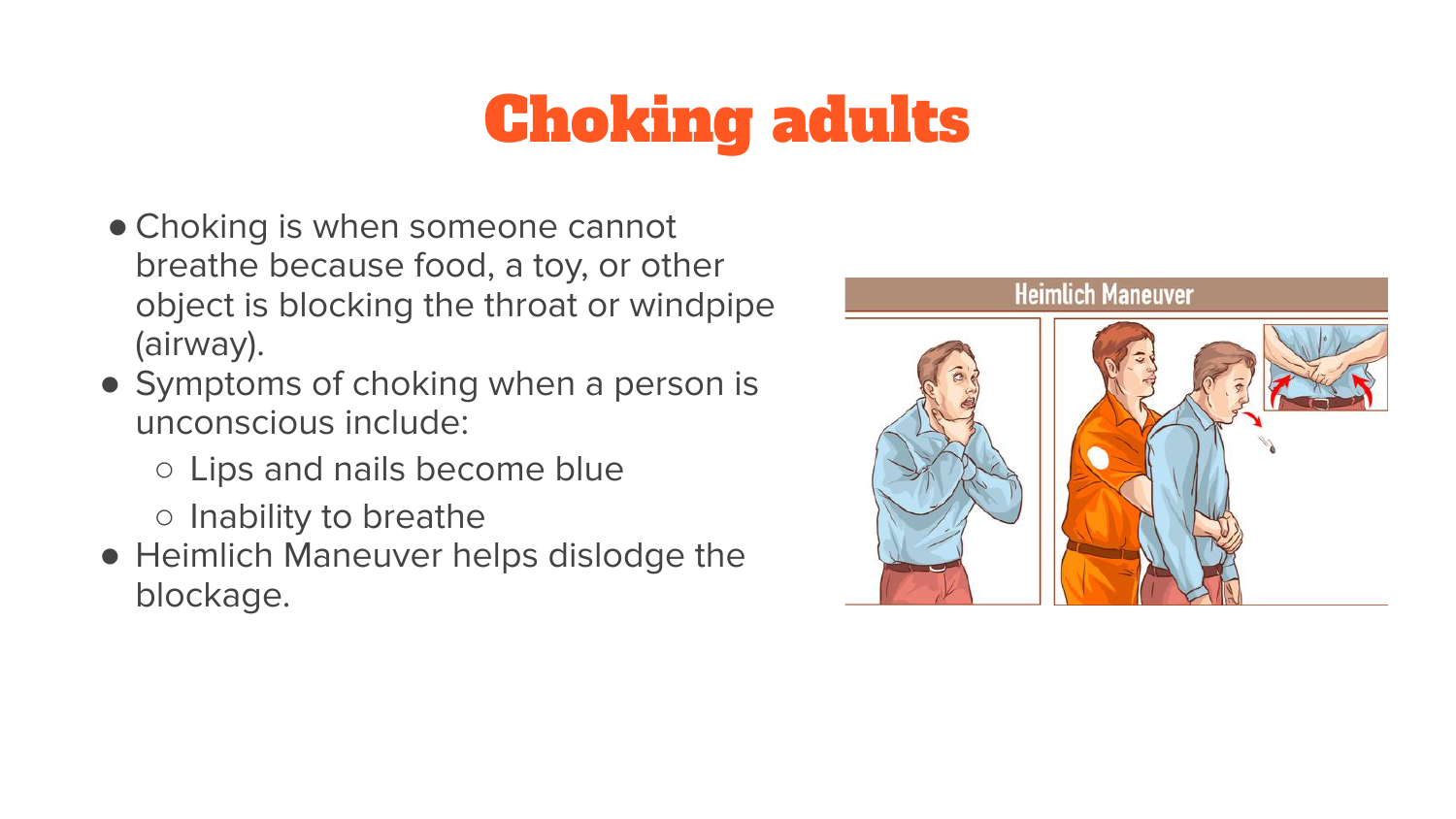# Choking adults

- Choking is when someone cannot breathe because food, a toy, or other object is blocking the throat or windpipe (airway).
- Symptoms of choking when a person is unconscious include:
  - Lips and nails become blue
  - Inability to breathe
- Heimlich Maneuver helps dislodge the blockage.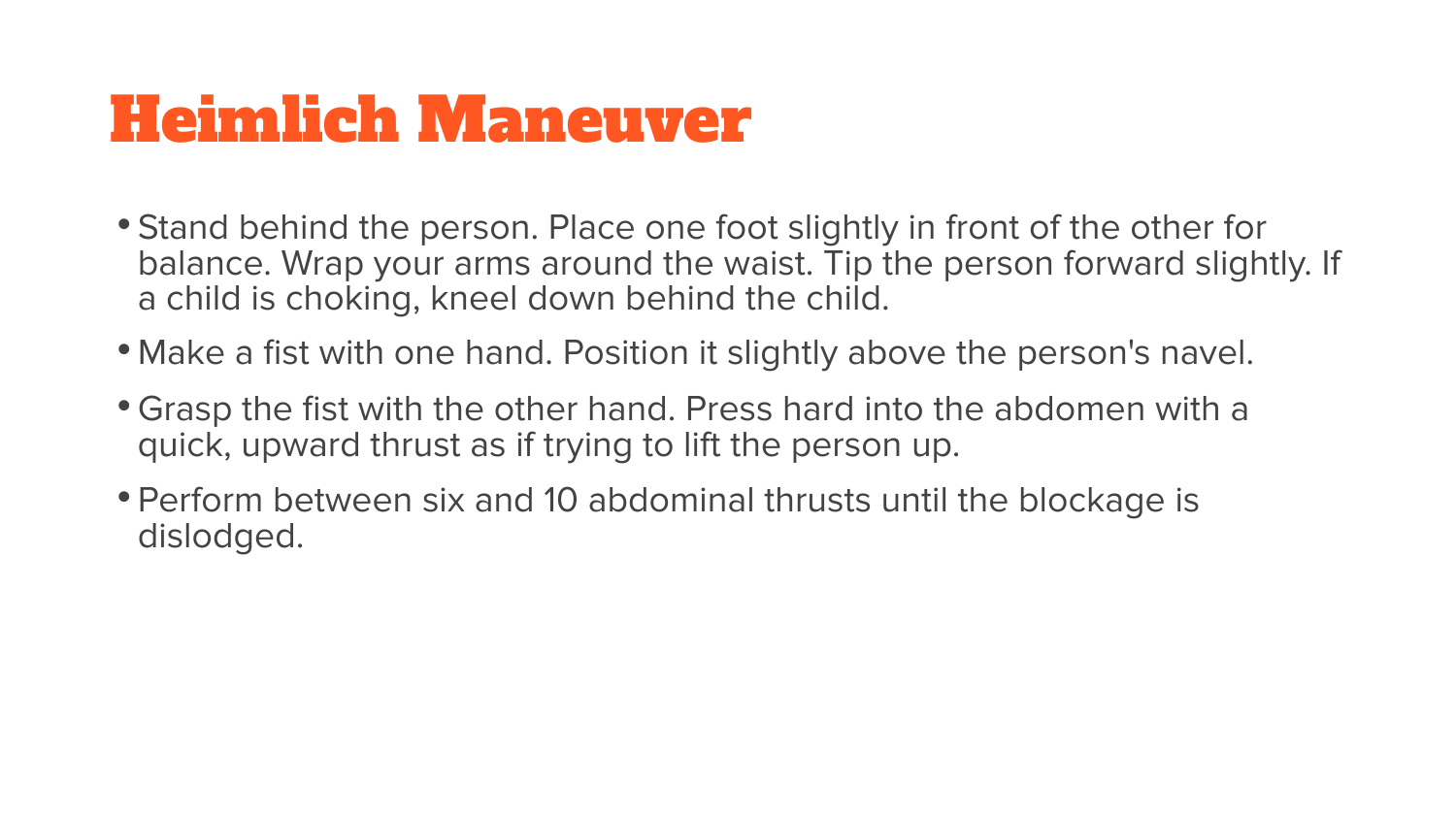# Heimlich Maneuver

- Stand behind the person. Place one foot slightly in front of the other for balance. Wrap your arms around the waist. Tip the person forward slightly. If a child is choking, kneel down behind the child.
- Make a fist with one hand. Position it slightly above the person's navel.
- Grasp the fist with the other hand. Press hard into the abdomen with a quick, upward thrust as if trying to lift the person up.
- Perform between six and 10 abdominal thrusts until the blockage is dislodged.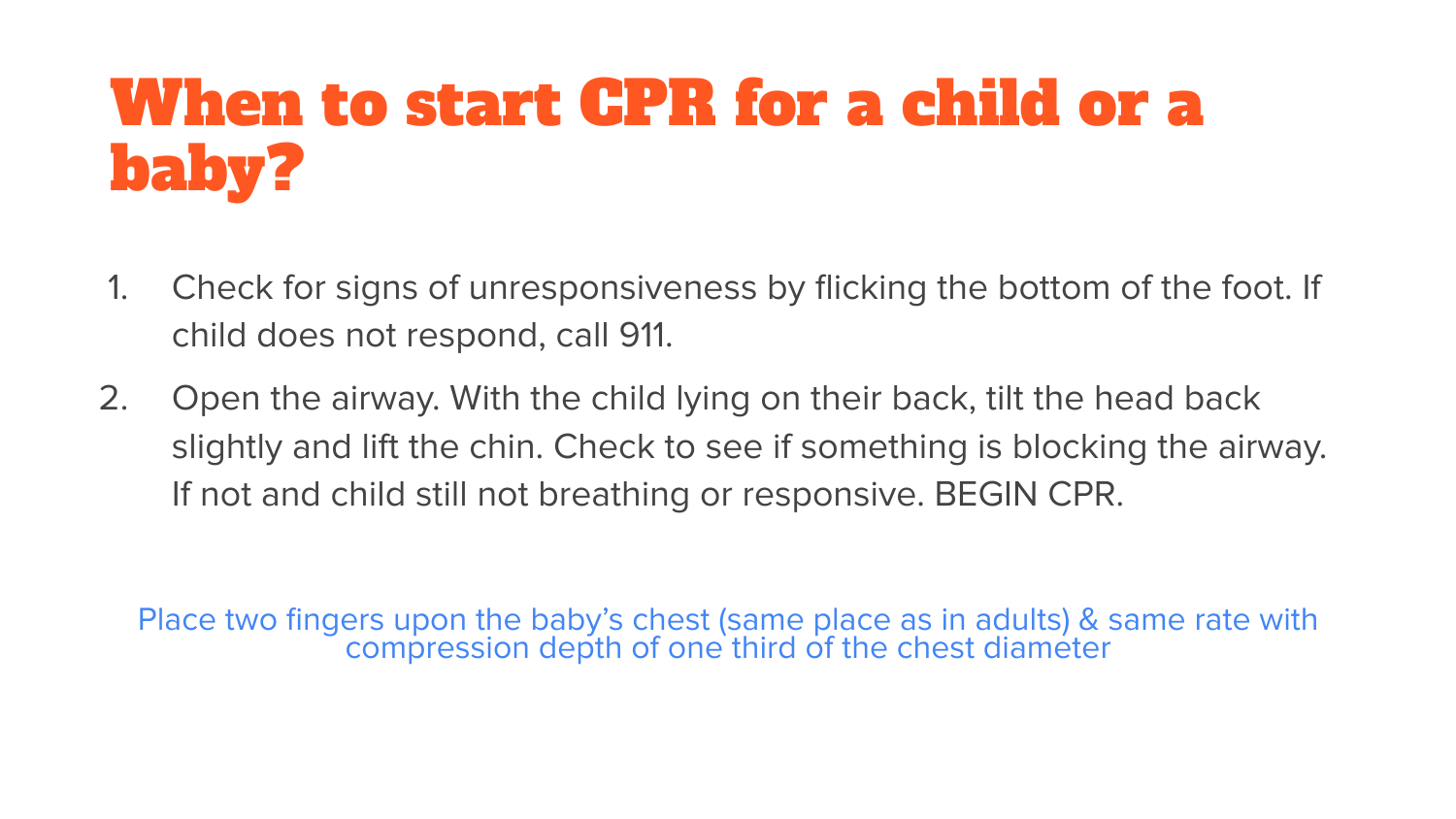# When to start CPR for a child or a baby?

1. Check for signs of unresponsiveness by flicking the bottom of the foot. If child does not respond, call 911.
2. Open the airway. With the child lying on their back, tilt the head back slightly and lift the chin. Check to see if something is blocking the airway. If not and child still not breathing or responsive. BEGIN CPR.

Place two fingers upon the baby's chest (same place as in adults) & same rate with compression depth of one third of the chest diameter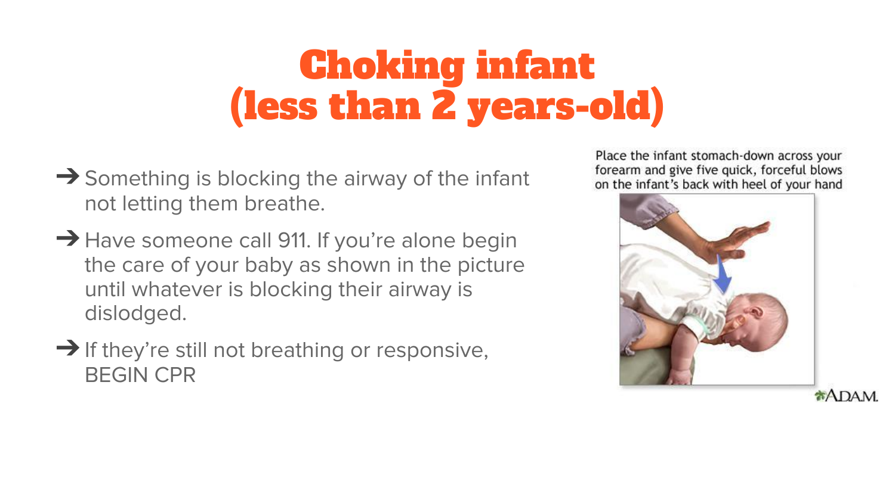# Choking infant
# (less than 2 years-old)

- Something is blocking the airway of the infant not letting them breathe.
- Have someone call 911. If you're alone begin the care of your baby as shown in the picture until whatever is blocking their airway is dislodged.
- If they're still not breathing or responsive, BEGIN CPR

Place the infant stomach-down across your forearm and give five quick, forceful blows on the infant's back with heel of your hand

ADAM.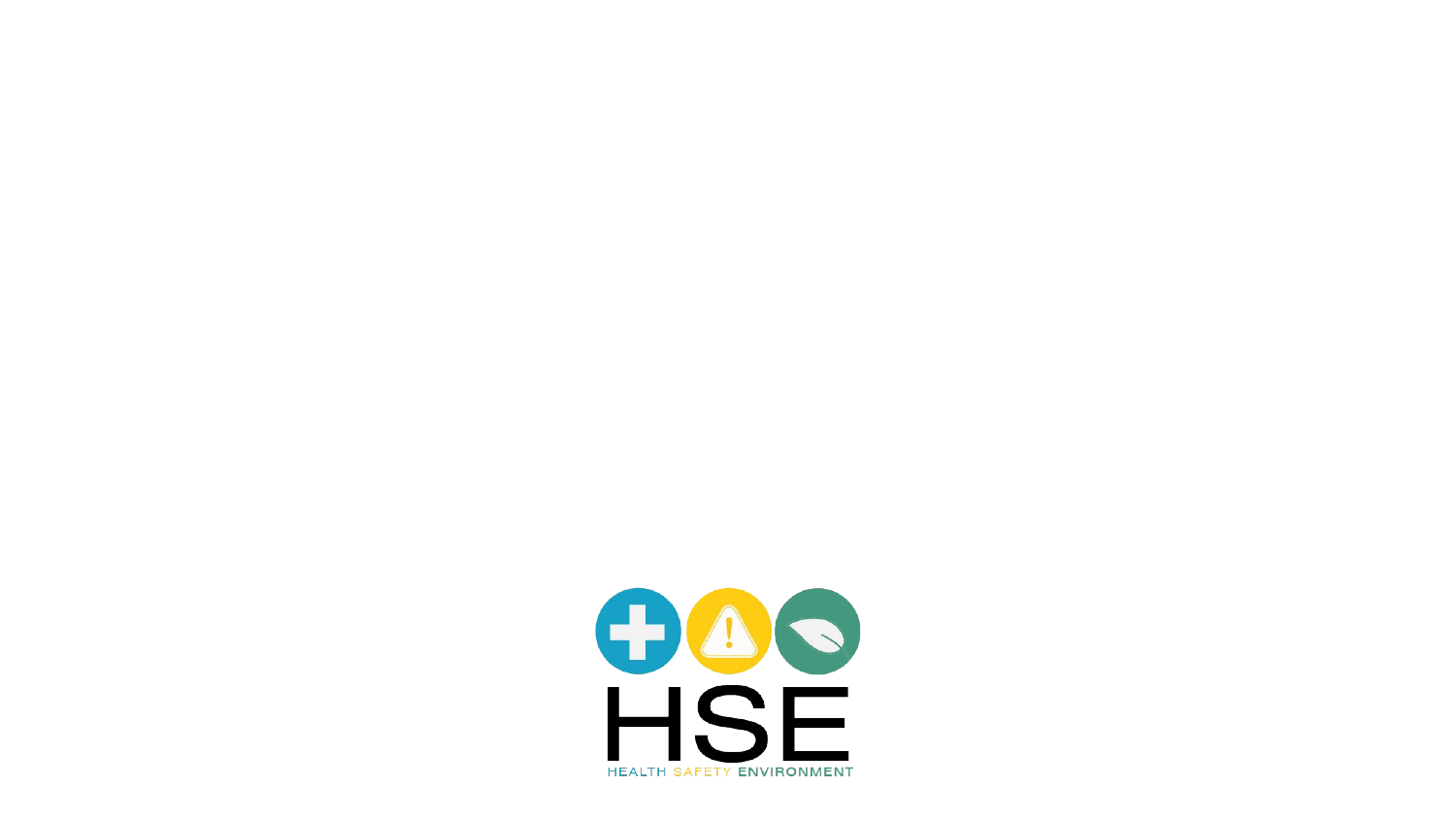HSE

HEALTH SAFETY ENVIRONMENT